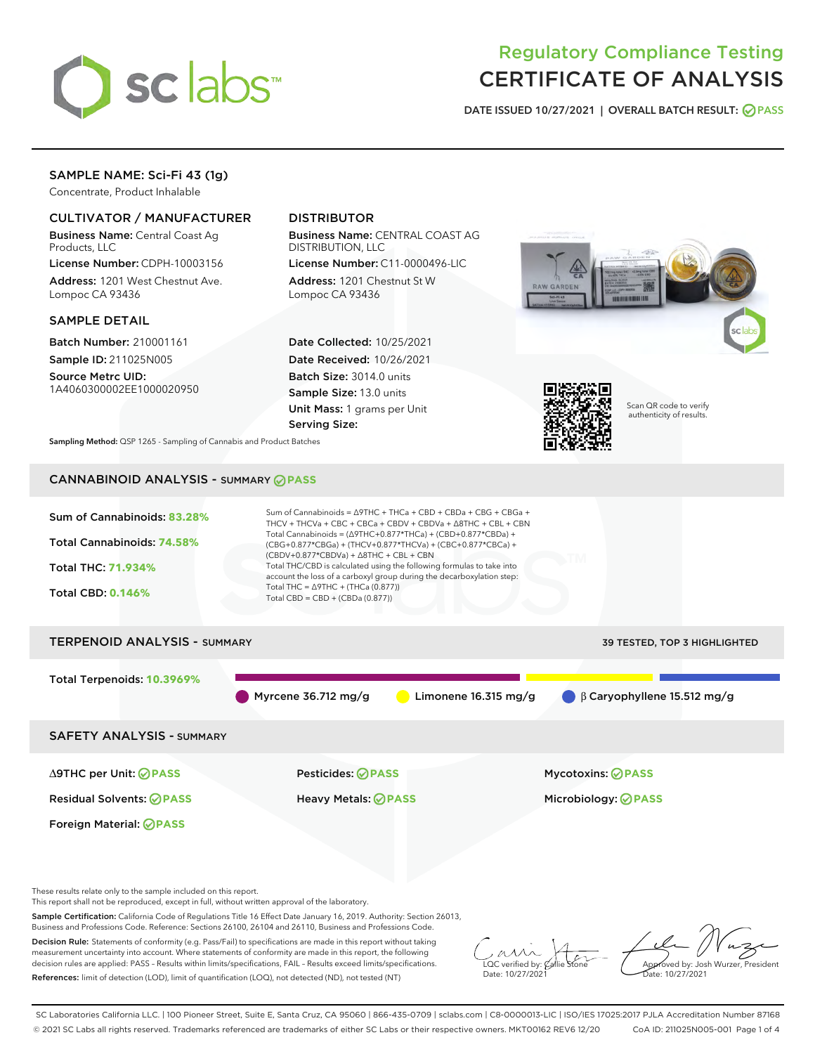# Regulatory Compliance Testing
# CERTIFICATE OF ANALYSIS

DATE ISSUED 10/27/2021 | OVERALL BATCH RESULT: PASS

## SAMPLE NAME: Sci-Fi 43 (1g)

Concentrate, Product Inhalable

### CULTIVATOR / MANUFACTURER

**Business Name:** Central Coast Ag Products, LLC

**License Number:** CDPH-10003156

**Address:** 1201 West Chestnut Ave. Lompoc CA 93436

### DISTRIBUTOR

**Business Name:** CENTRAL COAST AG DISTRIBUTION, LLC

**License Number:** C11-0000496-LIC

**Address:** 1201 Chestnut St W Lompoc CA 93436

### SAMPLE DETAIL

**Batch Number:** 210001161

**Sample ID:** 211025N005

**Source Metrc UID:** 1A4060300002EE1000020950

**Date Collected:** 10/25/2021

**Date Received:** 10/26/2021

**Batch Size:** 3014.0 units

**Sample Size:** 13.0 units

**Unit Mass:** 1 grams per Unit

**Serving Size:**

Scan QR code to verify authenticity of results.

**Sampling Method:** QSP 1265 - Sampling of Cannabis and Product Batches

## CANNABINOID ANALYSIS - SUMMARY PASS

Sum of Cannabinoids: **83.28%**

Total Cannabinoids: **74.58%**

Total THC: **71.934%**

Total CBD: **0.146%**

Sum of Cannabinoids = Δ9THC + THCa + CBD + CBDa + CBG + CBGa + THCV + THCVa + CBC + CBCa + CBDV + CBDVa + Δ8THC + CBL + CBN

Total Cannabinoids = (Δ9THC+0.877*THCa) + (CBD+0.877*CBDa) + (CBG+0.877*CBGa) + (THCV+0.877*THCVa) + (CBC+0.877*CBCa) + (CBDV+0.877*CBDVa) + Δ8THC + CBL + CBN

Total THC/CBD is calculated using the following formulas to take into account the loss of a carboxyl group during the decarboxylation step:

Total THC = Δ9THC + (THCa (0.877))

Total CBD = CBD + (CBDa (0.877))

## TERPENOID ANALYSIS - SUMMARY

39 TESTED, TOP 3 HIGHLIGHTED

Total Terpenoids: **10.3969%**

- Myrcene 36.712 mg/g
- Limonene 16.315 mg/g
- β Caryophyllene 15.512 mg/g

## SAFETY ANALYSIS - SUMMARY

| | | |
|---|---|---|
| Δ9THC per Unit: PASS | Pesticides: PASS | Mycotoxins: PASS |
| Residual Solvents: PASS | Heavy Metals: PASS | Microbiology: PASS |
| Foreign Material: PASS | | |

These results relate only to the sample included on this report.
This report shall not be reproduced, except in full, without written approval of the laboratory.

**Sample Certification:** California Code of Regulations Title 16 Effect Date January 16, 2019. Authority: Section 26013, Business and Professions Code. Reference: Sections 26100, 26104 and 26110, Business and Professions Code.

**Decision Rule:** Statements of conformity (e.g. Pass/Fail) to specifications are made in this report without taking measurement uncertainty into account. Where statements of conformity are made in this report, the following decision rules are applied: PASS – Results within limits/specifications, FAIL – Results exceed limits/specifications.

**References:** limit of detection (LOD), limit of quantification (LOQ), not detected (ND), not tested (NT)

LQC verified by: Callie Stone
Date: 10/27/2021

Approved by: Josh Wurzer, President
Date: 10/27/2021

SC Laboratories California LLC. | 100 Pioneer Street, Suite E, Santa Cruz, CA 95060 | 866-435-0709 | sclabs.com | C8-0000013-LIC | ISO/IES 17025:2017 PJLA Accreditation Number 87168
© 2021 SC Labs all rights reserved. Trademarks referenced are trademarks of either SC Labs or their respective owners. MKT00162 REV6 12/20 CoA ID: 211025N005-001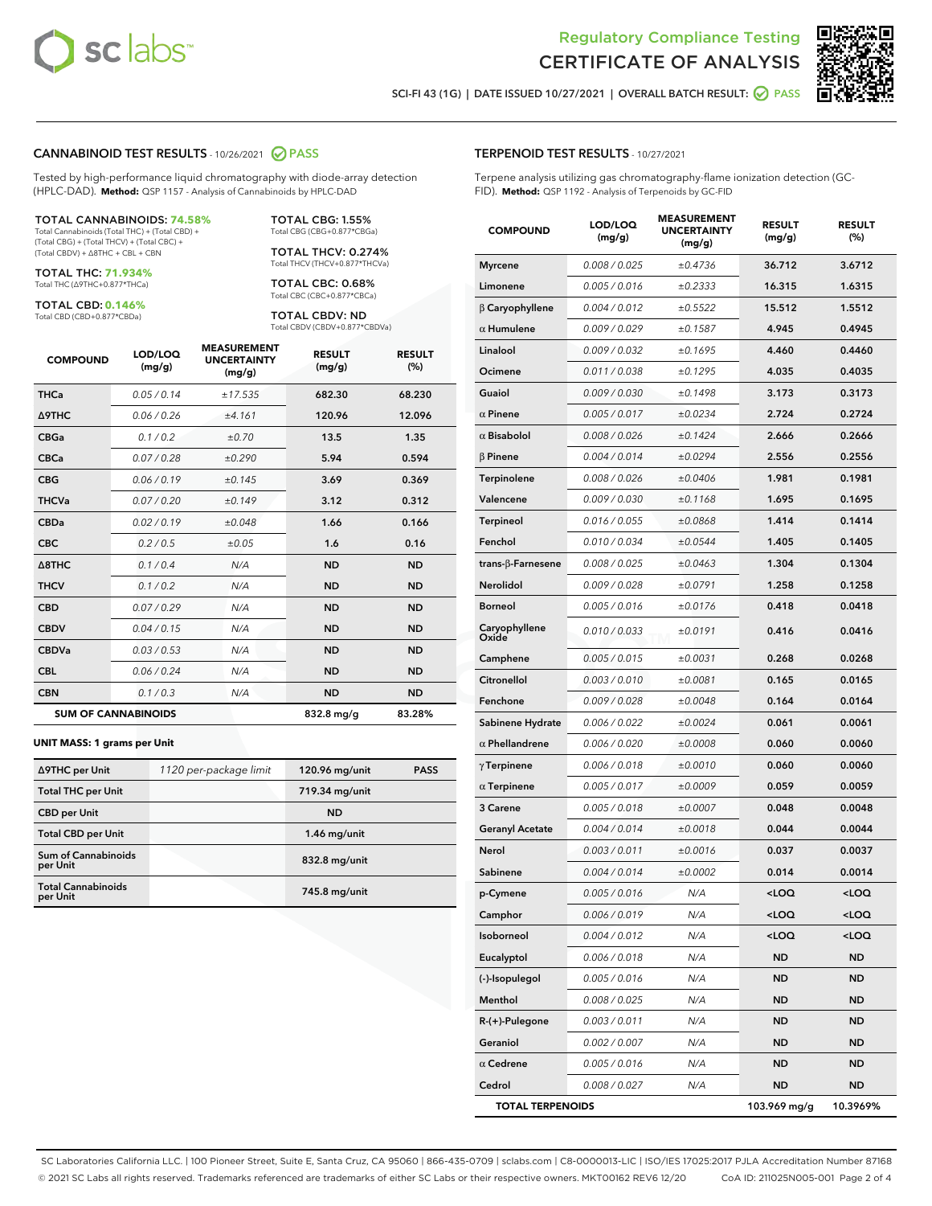Regulatory Compliance Testing
# CERTIFICATE OF ANALYSIS

SCI-FI 43 (1G) | DATE ISSUED 10/27/2021 | OVERALL BATCH RESULT: PASS

## CANNABINOID TEST RESULTS - 10/26/2021 PASS

Tested by high-performance liquid chromatography with diode-array detection (HPLC-DAD). **Method:** QSP 1157 - Analysis of Cannabinoids by HPLC-DAD

**TOTAL CANNABINOIDS: 74.58%**
Total Cannabinoids (Total THC) + (Total CBD) + (Total CBG) + (Total THCV) + (Total CBC) + (Total CBDV) + Δ8THC + CBL + CBN

**TOTAL THC: 71.934%**
Total THC (Δ9THC+0.877*THCa)

**TOTAL CBD: 0.146%**
Total CBD (CBD+0.877*CBDa)

**TOTAL CBG: 1.55%**
Total CBG (CBG+0.877*CBGa)

**TOTAL THCV: 0.274%**
Total THCV (THCV+0.877*THCVa)

**TOTAL CBC: 0.68%**
Total CBC (CBC+0.877*CBCa)

**TOTAL CBDV: ND**
Total CBDV (CBDV+0.877*CBDVa)

| COMPOUND | LOD/LOQ (mg/g) | MEASUREMENT UNCERTAINTY (mg/g) | RESULT (mg/g) | RESULT (%) |
|---|---|---|---|---|
| THCa | 0.05 / 0.14 | ±17.535 | 682.30 | 68.230 |
| Δ9THC | 0.06 / 0.26 | ±4.161 | 120.96 | 12.096 |
| CBGa | 0.1 / 0.2 | ±0.70 | 13.5 | 1.35 |
| CBCa | 0.07 / 0.28 | ±0.290 | 5.94 | 0.594 |
| CBG | 0.06 / 0.19 | ±0.145 | 3.69 | 0.369 |
| THCVa | 0.07 / 0.20 | ±0.149 | 3.12 | 0.312 |
| CBDa | 0.02 / 0.19 | ±0.048 | 1.66 | 0.166 |
| CBC | 0.2 / 0.5 | ±0.05 | 1.6 | 0.16 |
| Δ8THC | 0.1 / 0.4 | N/A | ND | ND |
| THCV | 0.1 / 0.2 | N/A | ND | ND |
| CBD | 0.07 / 0.29 | N/A | ND | ND |
| CBDV | 0.04 / 0.15 | N/A | ND | ND |
| CBDVa | 0.03 / 0.53 | N/A | ND | ND |
| CBL | 0.06 / 0.24 | N/A | ND | ND |
| CBN | 0.1 / 0.3 | N/A | ND | ND |
| **SUM OF CANNABINOIDS** | | | 832.8 mg/g | 83.28% |

**UNIT MASS: 1 grams per Unit**

| | | | |
|---|---|---|---|
| Δ9THC per Unit | 1120 per-package limit | 120.96 mg/unit | PASS |
| Total THC per Unit | | 719.34 mg/unit | |
| CBD per Unit | | ND | |
| Total CBD per Unit | | 1.46 mg/unit | |
| Sum of Cannabinoids per Unit | | 832.8 mg/unit | |
| Total Cannabinoids per Unit | | 745.8 mg/unit | |

## TERPENOID TEST RESULTS - 10/27/2021

Terpene analysis utilizing gas chromatography-flame ionization detection (GC-FID). **Method:** QSP 1192 - Analysis of Terpenoids by GC-FID

| COMPOUND | LOD/LOQ (mg/g) | MEASUREMENT UNCERTAINTY (mg/g) | RESULT (mg/g) | RESULT (%) |
|---|---|---|---|---|
| Myrcene | 0.008 / 0.025 | ±0.4736 | 36.712 | 3.6712 |
| Limonene | 0.005 / 0.016 | ±0.2333 | 16.315 | 1.6315 |
| β Caryophyllene | 0.004 / 0.012 | ±0.5522 | 15.512 | 1.5512 |
| α Humulene | 0.009 / 0.029 | ±0.1587 | 4.945 | 0.4945 |
| Linalool | 0.009 / 0.032 | ±0.1695 | 4.460 | 0.4460 |
| Ocimene | 0.011 / 0.038 | ±0.1295 | 4.035 | 0.4035 |
| Guaiol | 0.009 / 0.030 | ±0.1498 | 3.173 | 0.3173 |
| α Pinene | 0.005 / 0.017 | ±0.0234 | 2.724 | 0.2724 |
| α Bisabolol | 0.008 / 0.026 | ±0.1424 | 2.666 | 0.2666 |
| β Pinene | 0.004 / 0.014 | ±0.0294 | 2.556 | 0.2556 |
| Terpinolene | 0.008 / 0.026 | ±0.0406 | 1.981 | 0.1981 |
| Valencene | 0.009 / 0.030 | ±0.1168 | 1.695 | 0.1695 |
| Terpineol | 0.016 / 0.055 | ±0.0868 | 1.414 | 0.1414 |
| Fenchol | 0.010 / 0.034 | ±0.0544 | 1.405 | 0.1405 |
| trans-β-Farnesene | 0.008 / 0.025 | ±0.0463 | 1.304 | 0.1304 |
| Nerolidol | 0.009 / 0.028 | ±0.0791 | 1.258 | 0.1258 |
| Borneol | 0.005 / 0.016 | ±0.0176 | 0.418 | 0.0418 |
| Caryophyllene Oxide | 0.010 / 0.033 | ±0.0191 | 0.416 | 0.0416 |
| Camphene | 0.005 / 0.015 | ±0.0031 | 0.268 | 0.0268 |
| Citronellol | 0.003 / 0.010 | ±0.0081 | 0.165 | 0.0165 |
| Fenchone | 0.009 / 0.028 | ±0.0048 | 0.164 | 0.0164 |
| Sabinene Hydrate | 0.006 / 0.022 | ±0.0024 | 0.061 | 0.0061 |
| α Phellandrene | 0.006 / 0.020 | ±0.0008 | 0.060 | 0.0060 |
| γ Terpinene | 0.006 / 0.018 | ±0.0010 | 0.060 | 0.0060 |
| α Terpinene | 0.005 / 0.017 | ±0.0009 | 0.059 | 0.0059 |
| 3 Carene | 0.005 / 0.018 | ±0.0007 | 0.048 | 0.0048 |
| Geranyl Acetate | 0.004 / 0.014 | ±0.0018 | 0.044 | 0.0044 |
| Nerol | 0.003 / 0.011 | ±0.0016 | 0.037 | 0.0037 |
| Sabinene | 0.004 / 0.014 | ±0.0002 | 0.014 | 0.0014 |
| p-Cymene | 0.005 / 0.016 | N/A | <LOQ | <LOQ |
| Camphor | 0.006 / 0.019 | N/A | <LOQ | <LOQ |
| Isoborneol | 0.004 / 0.012 | N/A | <LOQ | <LOQ |
| Eucalyptol | 0.006 / 0.018 | N/A | ND | ND |
| (-)-Isopulegol | 0.005 / 0.016 | N/A | ND | ND |
| Menthol | 0.008 / 0.025 | N/A | ND | ND |
| R-(+)-Pulegone | 0.003 / 0.011 | N/A | ND | ND |
| Geraniol | 0.002 / 0.007 | N/A | ND | ND |
| α Cedrene | 0.005 / 0.016 | N/A | ND | ND |
| Cedrol | 0.008 / 0.027 | N/A | ND | ND |
| **TOTAL TERPENOIDS** | | | 103.969 mg/g | 10.3969% |

SC Laboratories California LLC. | 100 Pioneer Street, Suite E, Santa Cruz, CA 95060 | 866-435-0709 | sclabs.com | C8-0000013-LIC | ISO/IES 17025:2017 PJLA Accreditation Number 87168
© 2021 SC Labs all rights reserved. Trademarks referenced are trademarks of either SC Labs or their respective owners. MKT00162 REV6 12/20 CoA ID: 211025N005-001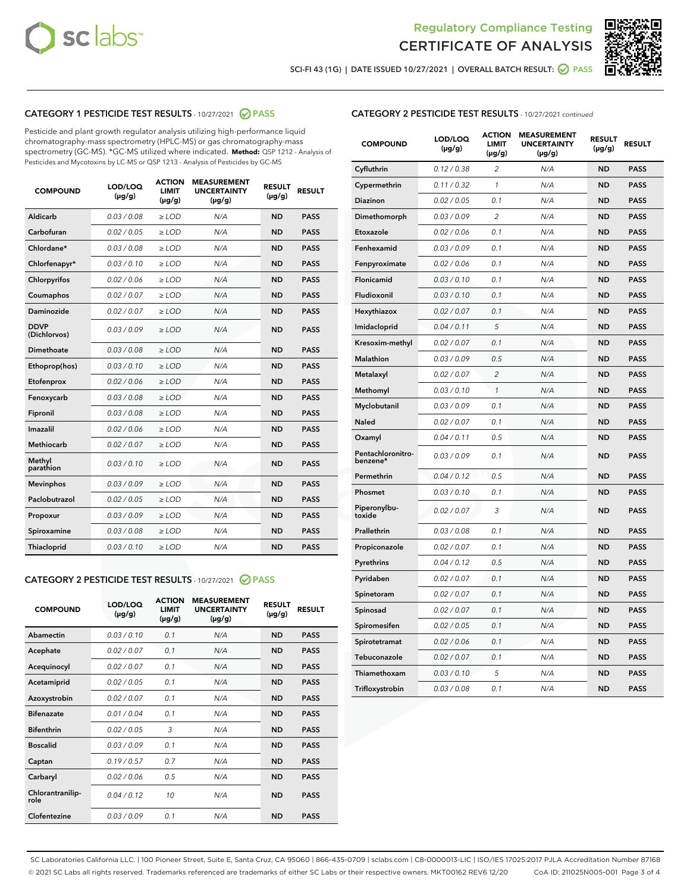Regulatory Compliance Testing

# CERTIFICATE OF ANALYSIS

SCI-FI 43 (1G) | DATE ISSUED 10/27/2021 | OVERALL BATCH RESULT: PASS

## CATEGORY 1 PESTICIDE TEST RESULTS - 10/27/2021 PASS

Pesticide and plant growth regulator analysis utilizing high-performance liquid chromatography-mass spectrometry (HPLC-MS) or gas chromatography-mass spectrometry (GC-MS). *GC-MS utilized where indicated. **Method:** QSP 1212 - Analysis of Pesticides and Mycotoxins by LC-MS or QSP 1213 - Analysis of Pesticides by GC-MS

| COMPOUND | LOD/LOQ (µg/g) | ACTION LIMIT (µg/g) | MEASUREMENT UNCERTAINTY (µg/g) | RESULT (µg/g) | RESULT |
|---|---|---|---|---|---|
| Aldicarb | 0.03 / 0.08 | ≥ LOD | N/A | ND | PASS |
| Carbofuran | 0.02 / 0.05 | ≥ LOD | N/A | ND | PASS |
| Chlordane* | 0.03 / 0.08 | ≥ LOD | N/A | ND | PASS |
| Chlorfenapyr* | 0.03 / 0.10 | ≥ LOD | N/A | ND | PASS |
| Chlorpyrifos | 0.02 / 0.06 | ≥ LOD | N/A | ND | PASS |
| Coumaphos | 0.02 / 0.07 | ≥ LOD | N/A | ND | PASS |
| Daminozide | 0.02 / 0.07 | ≥ LOD | N/A | ND | PASS |
| DDVP (Dichlorvos) | 0.03 / 0.09 | ≥ LOD | N/A | ND | PASS |
| Dimethoate | 0.03 / 0.08 | ≥ LOD | N/A | ND | PASS |
| Ethoprop(hos) | 0.03 / 0.10 | ≥ LOD | N/A | ND | PASS |
| Etofenprox | 0.02 / 0.06 | ≥ LOD | N/A | ND | PASS |
| Fenoxycarb | 0.03 / 0.08 | ≥ LOD | N/A | ND | PASS |
| Fipronil | 0.03 / 0.08 | ≥ LOD | N/A | ND | PASS |
| Imazalil | 0.02 / 0.06 | ≥ LOD | N/A | ND | PASS |
| Methiocarb | 0.02 / 0.07 | ≥ LOD | N/A | ND | PASS |
| Methyl parathion | 0.03 / 0.10 | ≥ LOD | N/A | ND | PASS |
| Mevinphos | 0.03 / 0.09 | ≥ LOD | N/A | ND | PASS |
| Paclobutrazol | 0.02 / 0.05 | ≥ LOD | N/A | ND | PASS |
| Propoxur | 0.03 / 0.09 | ≥ LOD | N/A | ND | PASS |
| Spiroxamine | 0.03 / 0.08 | ≥ LOD | N/A | ND | PASS |
| Thiacloprid | 0.03 / 0.10 | ≥ LOD | N/A | ND | PASS |

## CATEGORY 2 PESTICIDE TEST RESULTS - 10/27/2021 PASS

| COMPOUND | LOD/LOQ (µg/g) | ACTION LIMIT (µg/g) | MEASUREMENT UNCERTAINTY (µg/g) | RESULT (µg/g) | RESULT |
|---|---|---|---|---|---|
| Abamectin | 0.03 / 0.10 | 0.1 | N/A | ND | PASS |
| Acephate | 0.02 / 0.07 | 0.1 | N/A | ND | PASS |
| Acequinocyl | 0.02 / 0.07 | 0.1 | N/A | ND | PASS |
| Acetamiprid | 0.02 / 0.05 | 0.1 | N/A | ND | PASS |
| Azoxystrobin | 0.02 / 0.07 | 0.1 | N/A | ND | PASS |
| Bifenazate | 0.01 / 0.04 | 0.1 | N/A | ND | PASS |
| Bifenthrin | 0.02 / 0.05 | 3 | N/A | ND | PASS |
| Boscalid | 0.03 / 0.09 | 0.1 | N/A | ND | PASS |
| Captan | 0.19 / 0.57 | 0.7 | N/A | ND | PASS |
| Carbaryl | 0.02 / 0.06 | 0.5 | N/A | ND | PASS |
| Chlorantraniliprole | 0.04 / 0.12 | 10 | N/A | ND | PASS |
| Clofentezine | 0.03 / 0.09 | 0.1 | N/A | ND | PASS |
| Cyfluthrin | 0.12 / 0.38 | 2 | N/A | ND | PASS |
| Cypermethrin | 0.11 / 0.32 | 1 | N/A | ND | PASS |
| Diazinon | 0.02 / 0.05 | 0.1 | N/A | ND | PASS |
| Dimethomorph | 0.03 / 0.09 | 2 | N/A | ND | PASS |
| Etoxazole | 0.02 / 0.06 | 0.1 | N/A | ND | PASS |
| Fenhexamid | 0.03 / 0.09 | 0.1 | N/A | ND | PASS |
| Fenpyroximate | 0.02 / 0.06 | 0.1 | N/A | ND | PASS |
| Flonicamid | 0.03 / 0.10 | 0.1 | N/A | ND | PASS |
| Fludioxonil | 0.03 / 0.10 | 0.1 | N/A | ND | PASS |
| Hexythiazox | 0.02 / 0.07 | 0.1 | N/A | ND | PASS |
| Imidacloprid | 0.04 / 0.11 | 5 | N/A | ND | PASS |
| Kresoxim-methyl | 0.02 / 0.07 | 0.1 | N/A | ND | PASS |
| Malathion | 0.03 / 0.09 | 0.5 | N/A | ND | PASS |
| Metalaxyl | 0.02 / 0.07 | 2 | N/A | ND | PASS |
| Methomyl | 0.03 / 0.10 | 1 | N/A | ND | PASS |
| Myclobutanil | 0.03 / 0.09 | 0.1 | N/A | ND | PASS |
| Naled | 0.02 / 0.07 | 0.1 | N/A | ND | PASS |
| Oxamyl | 0.04 / 0.11 | 0.5 | N/A | ND | PASS |
| Pentachloronitrobenzene* | 0.03 / 0.09 | 0.1 | N/A | ND | PASS |
| Permethrin | 0.04 / 0.12 | 0.5 | N/A | ND | PASS |
| Phosmet | 0.03 / 0.10 | 0.1 | N/A | ND | PASS |
| Piperonylbutoxide | 0.02 / 0.07 | 3 | N/A | ND | PASS |
| Prallethrin | 0.03 / 0.08 | 0.1 | N/A | ND | PASS |
| Propiconazole | 0.02 / 0.07 | 0.1 | N/A | ND | PASS |
| Pyrethrins | 0.04 / 0.12 | 0.5 | N/A | ND | PASS |
| Pyridaben | 0.02 / 0.07 | 0.1 | N/A | ND | PASS |
| Spinetoram | 0.02 / 0.07 | 0.1 | N/A | ND | PASS |
| Spinosad | 0.02 / 0.07 | 0.1 | N/A | ND | PASS |
| Spiromesifen | 0.02 / 0.05 | 0.1 | N/A | ND | PASS |
| Spirotetramat | 0.02 / 0.06 | 0.1 | N/A | ND | PASS |
| Tebuconazole | 0.02 / 0.07 | 0.1 | N/A | ND | PASS |
| Thiamethoxam | 0.03 / 0.10 | 5 | N/A | ND | PASS |
| Trifloxystrobin | 0.03 / 0.08 | 0.1 | N/A | ND | PASS |

SC Laboratories California LLC. | 100 Pioneer Street, Suite E, Santa Cruz, CA 95060 | 866-435-0709 | sclabs.com | C8-0000013-LIC | ISO/IES 17025:2017 PJLA Accreditation Number 87168
© 2021 SC Labs all rights reserved. Trademarks referenced are trademarks of either SC Labs or their respective owners. MKT00162 REV6 12/20 CoA ID: 211025N005-001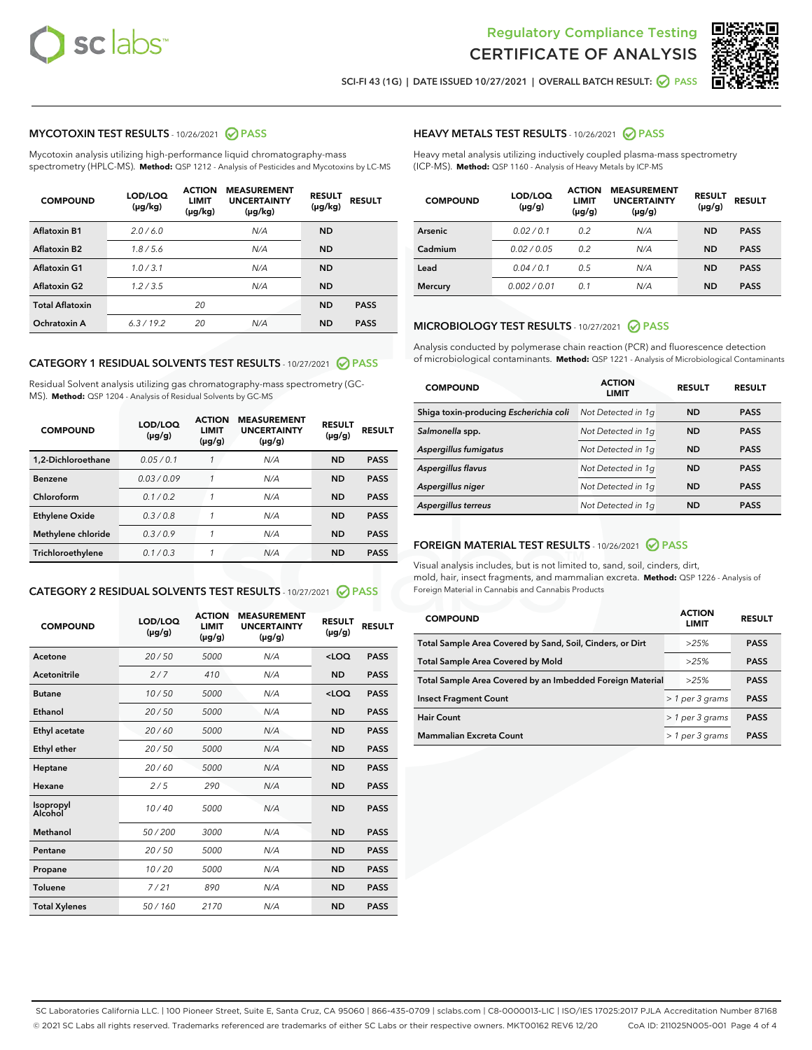# Regulatory Compliance Testing
# CERTIFICATE OF ANALYSIS

SCI-FI 43 (1G) | DATE ISSUED 10/27/2021 | OVERALL BATCH RESULT: PASS

## MYCOTOXIN TEST RESULTS - 10/26/2021 PASS

Mycotoxin analysis utilizing high-performance liquid chromatography-mass spectrometry (HPLC-MS). **Method:** QSP 1212 - Analysis of Pesticides and Mycotoxins by LC-MS

| COMPOUND | LOD/LOQ (µg/kg) | ACTION LIMIT (µg/kg) | MEASUREMENT UNCERTAINTY (µg/kg) | RESULT (µg/kg) | RESULT |
|---|---|---|---|---|---|
| Aflatoxin B1 | 2.0 / 6.0 | | N/A | ND | |
| Aflatoxin B2 | 1.8 / 5.6 | | N/A | ND | |
| Aflatoxin G1 | 1.0 / 3.1 | | N/A | ND | |
| Aflatoxin G2 | 1.2 / 3.5 | | N/A | ND | |
| Total Aflatoxin | | 20 | | ND | PASS |
| Ochratoxin A | 6.3 / 19.2 | 20 | N/A | ND | PASS |

## CATEGORY 1 RESIDUAL SOLVENTS TEST RESULTS - 10/27/2021 PASS

Residual Solvent analysis utilizing gas chromatography-mass spectrometry (GC-MS). **Method:** QSP 1204 - Analysis of Residual Solvents by GC-MS

| COMPOUND | LOD/LOQ (µg/g) | ACTION LIMIT (µg/g) | MEASUREMENT UNCERTAINTY (µg/g) | RESULT (µg/g) | RESULT |
|---|---|---|---|---|---|
| 1,2-Dichloroethane | 0.05 / 0.1 | 1 | N/A | ND | PASS |
| Benzene | 0.03 / 0.09 | 1 | N/A | ND | PASS |
| Chloroform | 0.1 / 0.2 | 1 | N/A | ND | PASS |
| Ethylene Oxide | 0.3 / 0.8 | 1 | N/A | ND | PASS |
| Methylene chloride | 0.3 / 0.9 | 1 | N/A | ND | PASS |
| Trichloroethylene | 0.1 / 0.3 | 1 | N/A | ND | PASS |

## CATEGORY 2 RESIDUAL SOLVENTS TEST RESULTS - 10/27/2021 PASS

| COMPOUND | LOD/LOQ (µg/g) | ACTION LIMIT (µg/g) | MEASUREMENT UNCERTAINTY (µg/g) | RESULT (µg/g) | RESULT |
|---|---|---|---|---|---|
| Acetone | 20 / 50 | 5000 | N/A | <LOQ | PASS |
| Acetonitrile | 2 / 7 | 410 | N/A | ND | PASS |
| Butane | 10 / 50 | 5000 | N/A | <LOQ | PASS |
| Ethanol | 20 / 50 | 5000 | N/A | ND | PASS |
| Ethyl acetate | 20 / 60 | 5000 | N/A | ND | PASS |
| Ethyl ether | 20 / 50 | 5000 | N/A | ND | PASS |
| Heptane | 20 / 60 | 5000 | N/A | ND | PASS |
| Hexane | 2 / 5 | 290 | N/A | ND | PASS |
| Isopropyl Alcohol | 10 / 40 | 5000 | N/A | ND | PASS |
| Methanol | 50 / 200 | 3000 | N/A | ND | PASS |
| Pentane | 20 / 50 | 5000 | N/A | ND | PASS |
| Propane | 10 / 20 | 5000 | N/A | ND | PASS |
| Toluene | 7 / 21 | 890 | N/A | ND | PASS |
| Total Xylenes | 50 / 160 | 2170 | N/A | ND | PASS |

## HEAVY METALS TEST RESULTS - 10/26/2021 PASS

Heavy metal analysis utilizing inductively coupled plasma-mass spectrometry (ICP-MS). **Method:** QSP 1160 - Analysis of Heavy Metals by ICP-MS

| COMPOUND | LOD/LOQ (µg/g) | ACTION LIMIT (µg/g) | MEASUREMENT UNCERTAINTY (µg/g) | RESULT (µg/g) | RESULT |
|---|---|---|---|---|---|
| Arsenic | 0.02 / 0.1 | 0.2 | N/A | ND | PASS |
| Cadmium | 0.02 / 0.05 | 0.2 | N/A | ND | PASS |
| Lead | 0.04 / 0.1 | 0.5 | N/A | ND | PASS |
| Mercury | 0.002 / 0.01 | 0.1 | N/A | ND | PASS |

## MICROBIOLOGY TEST RESULTS - 10/27/2021 PASS

Analysis conducted by polymerase chain reaction (PCR) and fluorescence detection of microbiological contaminants. **Method:** QSP 1221 - Analysis of Microbiological Contaminants

| COMPOUND | ACTION LIMIT | RESULT | RESULT |
|---|---|---|---|
| Shiga toxin-producing *Escherichia coli* | Not Detected in 1g | ND | PASS |
| *Salmonella* spp. | Not Detected in 1g | ND | PASS |
| *Aspergillus fumigatus* | Not Detected in 1g | ND | PASS |
| *Aspergillus flavus* | Not Detected in 1g | ND | PASS |
| *Aspergillus niger* | Not Detected in 1g | ND | PASS |
| *Aspergillus terreus* | Not Detected in 1g | ND | PASS |

## FOREIGN MATERIAL TEST RESULTS - 10/26/2021 PASS

Visual analysis includes, but is not limited to, sand, soil, cinders, dirt, mold, hair, insect fragments, and mammalian excreta. **Method:** QSP 1226 - Analysis of Foreign Material in Cannabis and Cannabis Products

| COMPOUND | ACTION LIMIT | RESULT |
|---|---|---|
| Total Sample Area Covered by Sand, Soil, Cinders, or Dirt | >25% | PASS |
| Total Sample Area Covered by Mold | >25% | PASS |
| Total Sample Area Covered by an Imbedded Foreign Material | >25% | PASS |
| Insect Fragment Count | > 1 per 3 grams | PASS |
| Hair Count | > 1 per 3 grams | PASS |
| Mammalian Excreta Count | > 1 per 3 grams | PASS |

SC Laboratories California LLC. | 100 Pioneer Street, Suite E, Santa Cruz, CA 95060 | 866-435-0709 | sclabs.com | C8-0000013-LIC | ISO/IES 17025:2017 PJLA Accreditation Number 87168
© 2021 SC Labs all rights reserved. Trademarks referenced are trademarks of either SC Labs or their respective owners. MKT00162 REV6 12/20 CoA ID: 211025N005-001